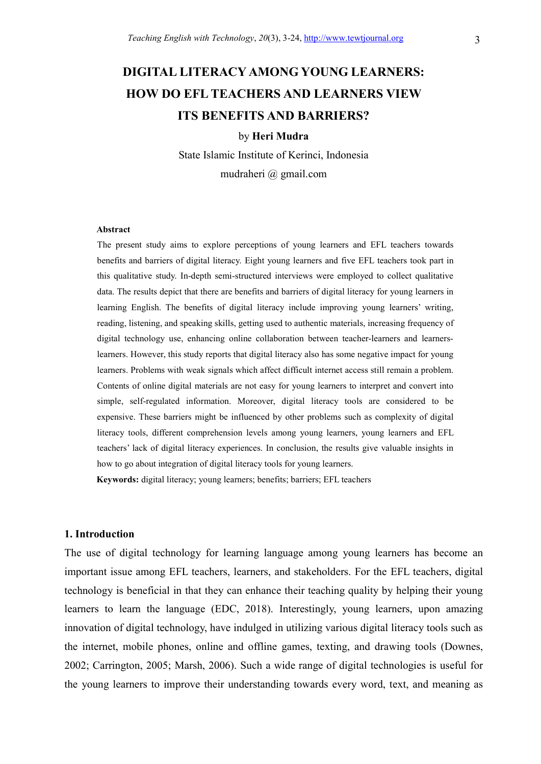# DIGITAL LITERACY AMONG YOUNG LEARNERS: HOW DO EFL TEACHERS AND LEARNERS VIEW ITS BENEFITS AND BARRIERS?

by **Heri Mudra**

State Islamic Institute of Kerinci, Indonesia

mudraheri @ gmail.com

**Abstract**

The present study aims to explore perceptions of young learners and EFL teachers towards benefits and barriers of digital literacy. Eight young learners and five EFL teachers took part in this qualitative study. In-depth semi-structured interviews were employed to collect qualitative data. The results depict that there are benefits and barriers of digital literacy for young learners in learning English. The benefits of digital literacy include improving young learners' writing, reading, listening, and speaking skills, getting used to authentic materials, increasing frequency of digital technology use, enhancing online collaboration between teacher-learners and learners-learners. However, this study reports that digital literacy also has some negative impact for young learners. Problems with weak signals which affect difficult internet access still remain a problem. Contents of online digital materials are not easy for young learners to interpret and convert into simple, self-regulated information. Moreover, digital literacy tools are considered to be expensive. These barriers might be influenced by other problems such as complexity of digital literacy tools, different comprehension levels among young learners, young learners and EFL teachers' lack of digital literacy experiences. In conclusion, the results give valuable insights in how to go about integration of digital literacy tools for young learners.

**Keywords:** digital literacy; young learners; benefits; barriers; EFL teachers

## 1. Introduction

The use of digital technology for learning language among young learners has become an important issue among EFL teachers, learners, and stakeholders. For the EFL teachers, digital technology is beneficial in that they can enhance their teaching quality by helping their young learners to learn the language (EDC, 2018). Interestingly, young learners, upon amazing innovation of digital technology, have indulged in utilizing various digital literacy tools such as the internet, mobile phones, online and offline games, texting, and drawing tools (Downes, 2002; Carrington, 2005; Marsh, 2006). Such a wide range of digital technologies is useful for the young learners to improve their understanding towards every word, text, and meaning as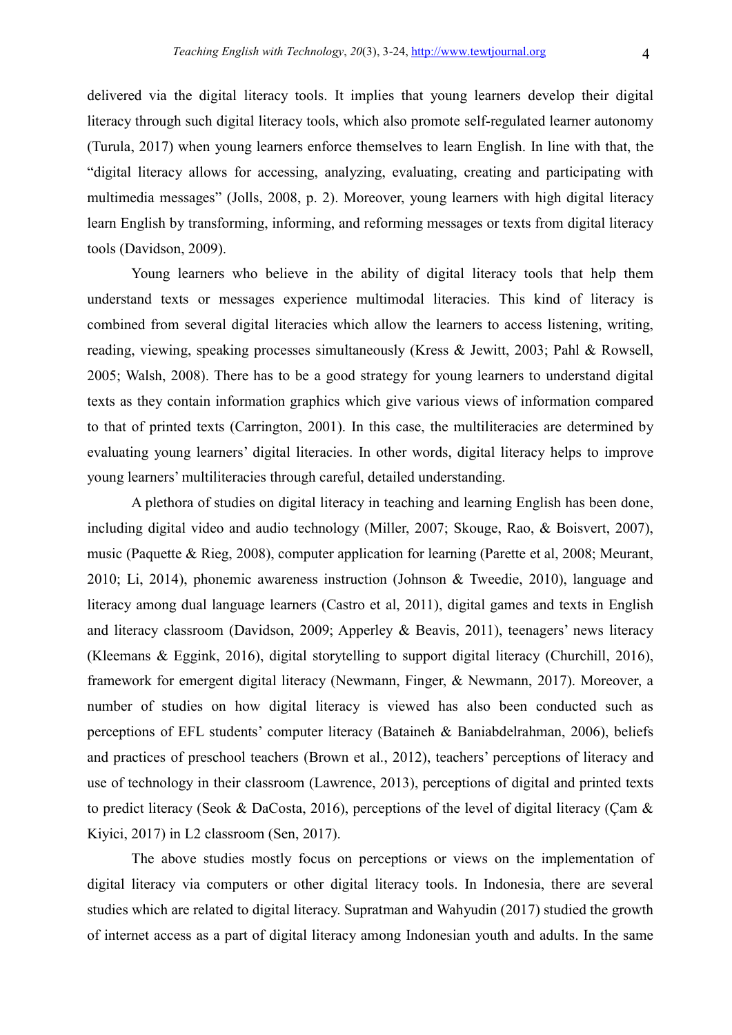delivered via the digital literacy tools. It implies that young learners develop their digital literacy through such digital literacy tools, which also promote self-regulated learner autonomy (Turula, 2017) when young learners enforce themselves to learn English. In line with that, the "digital literacy allows for accessing, analyzing, evaluating, creating and participating with multimedia messages" (Jolls, 2008, p. 2). Moreover, young learners with high digital literacy learn English by transforming, informing, and reforming messages or texts from digital literacy tools (Davidson, 2009).

Young learners who believe in the ability of digital literacy tools that help them understand texts or messages experience multimodal literacies. This kind of literacy is combined from several digital literacies which allow the learners to access listening, writing, reading, viewing, speaking processes simultaneously (Kress & Jewitt, 2003; Pahl & Rowsell, 2005; Walsh, 2008). There has to be a good strategy for young learners to understand digital texts as they contain information graphics which give various views of information compared to that of printed texts (Carrington, 2001). In this case, the multiliteracies are determined by evaluating young learners' digital literacies. In other words, digital literacy helps to improve young learners' multiliteracies through careful, detailed understanding.

A plethora of studies on digital literacy in teaching and learning English has been done, including digital video and audio technology (Miller, 2007; Skouge, Rao, & Boisvert, 2007), music (Paquette & Rieg, 2008), computer application for learning (Parette et al, 2008; Meurant, 2010; Li, 2014), phonemic awareness instruction (Johnson & Tweedie, 2010), language and literacy among dual language learners (Castro et al, 2011), digital games and texts in English and literacy classroom (Davidson, 2009; Apperley & Beavis, 2011), teenagers' news literacy (Kleemans & Eggink, 2016), digital storytelling to support digital literacy (Churchill, 2016), framework for emergent digital literacy (Newmann, Finger, & Newmann, 2017). Moreover, a number of studies on how digital literacy is viewed has also been conducted such as perceptions of EFL students' computer literacy (Bataineh & Baniabdelrahman, 2006), beliefs and practices of preschool teachers (Brown et al., 2012), teachers' perceptions of literacy and use of technology in their classroom (Lawrence, 2013), perceptions of digital and printed texts to predict literacy (Seok & DaCosta, 2016), perceptions of the level of digital literacy (Çam & Kiyici, 2017) in L2 classroom (Sen, 2017).

The above studies mostly focus on perceptions or views on the implementation of digital literacy via computers or other digital literacy tools. In Indonesia, there are several studies which are related to digital literacy. Supratman and Wahyudin (2017) studied the growth of internet access as a part of digital literacy among Indonesian youth and adults. In the same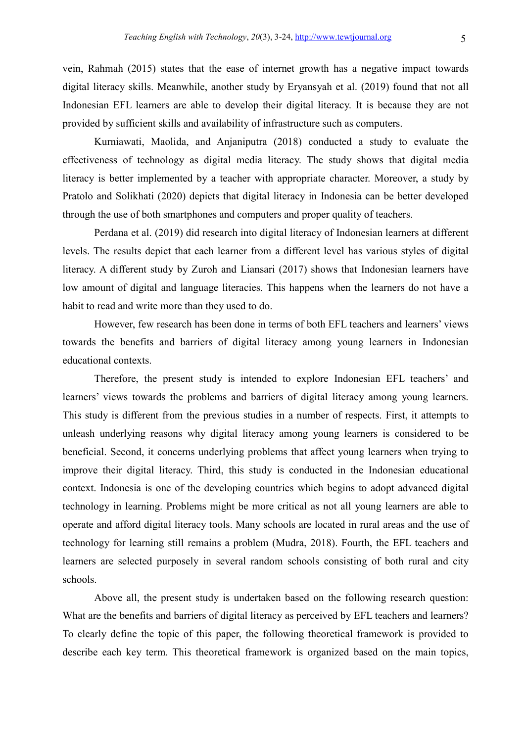vein, Rahmah (2015) states that the ease of internet growth has a negative impact towards digital literacy skills. Meanwhile, another study by Eryansyah et al. (2019) found that not all Indonesian EFL learners are able to develop their digital literacy. It is because they are not provided by sufficient skills and availability of infrastructure such as computers.

Kurniawati, Maolida, and Anjaniputra (2018) conducted a study to evaluate the effectiveness of technology as digital media literacy. The study shows that digital media literacy is better implemented by a teacher with appropriate character. Moreover, a study by Pratolo and Solikhati (2020) depicts that digital literacy in Indonesia can be better developed through the use of both smartphones and computers and proper quality of teachers.

Perdana et al. (2019) did research into digital literacy of Indonesian learners at different levels. The results depict that each learner from a different level has various styles of digital literacy. A different study by Zuroh and Liansari (2017) shows that Indonesian learners have low amount of digital and language literacies. This happens when the learners do not have a habit to read and write more than they used to do.

However, few research has been done in terms of both EFL teachers and learners' views towards the benefits and barriers of digital literacy among young learners in Indonesian educational contexts.

Therefore, the present study is intended to explore Indonesian EFL teachers' and learners' views towards the problems and barriers of digital literacy among young learners. This study is different from the previous studies in a number of respects. First, it attempts to unleash underlying reasons why digital literacy among young learners is considered to be beneficial. Second, it concerns underlying problems that affect young learners when trying to improve their digital literacy. Third, this study is conducted in the Indonesian educational context. Indonesia is one of the developing countries which begins to adopt advanced digital technology in learning. Problems might be more critical as not all young learners are able to operate and afford digital literacy tools. Many schools are located in rural areas and the use of technology for learning still remains a problem (Mudra, 2018). Fourth, the EFL teachers and learners are selected purposely in several random schools consisting of both rural and city schools.

Above all, the present study is undertaken based on the following research question: What are the benefits and barriers of digital literacy as perceived by EFL teachers and learners? To clearly define the topic of this paper, the following theoretical framework is provided to describe each key term. This theoretical framework is organized based on the main topics,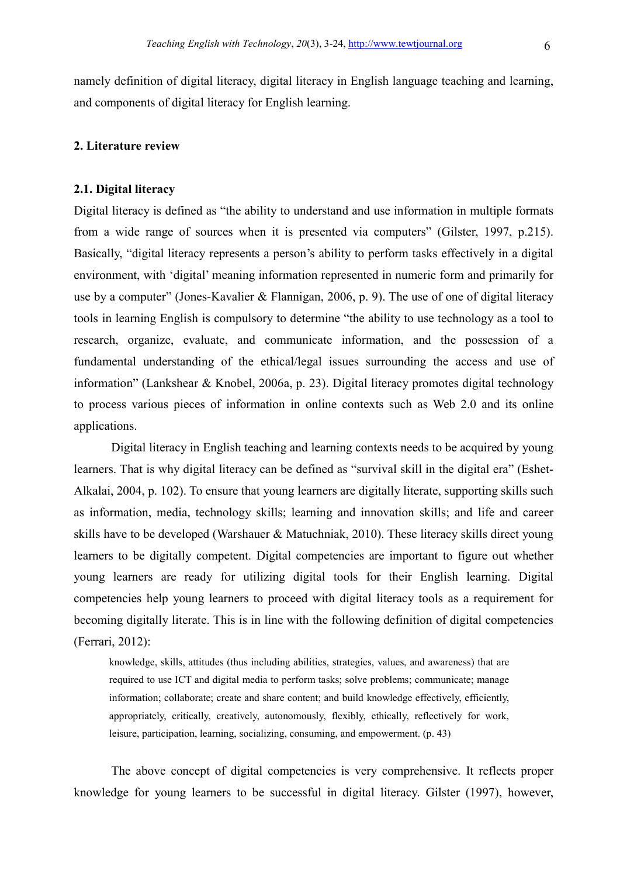namely definition of digital literacy, digital literacy in English language teaching and learning, and components of digital literacy for English learning.

## 2. Literature review

### 2.1. Digital literacy

Digital literacy is defined as "the ability to understand and use information in multiple formats from a wide range of sources when it is presented via computers" (Gilster, 1997, p.215). Basically, "digital literacy represents a person's ability to perform tasks effectively in a digital environment, with 'digital' meaning information represented in numeric form and primarily for use by a computer" (Jones-Kavalier & Flannigan, 2006, p. 9). The use of one of digital literacy tools in learning English is compulsory to determine "the ability to use technology as a tool to research, organize, evaluate, and communicate information, and the possession of a fundamental understanding of the ethical/legal issues surrounding the access and use of information" (Lankshear & Knobel, 2006a, p. 23). Digital literacy promotes digital technology to process various pieces of information in online contexts such as Web 2.0 and its online applications.

Digital literacy in English teaching and learning contexts needs to be acquired by young learners. That is why digital literacy can be defined as "survival skill in the digital era" (Eshet-Alkalai, 2004, p. 102). To ensure that young learners are digitally literate, supporting skills such as information, media, technology skills; learning and innovation skills; and life and career skills have to be developed (Warshauer & Matuchniak, 2010). These literacy skills direct young learners to be digitally competent. Digital competencies are important to figure out whether young learners are ready for utilizing digital tools for their English learning. Digital competencies help young learners to proceed with digital literacy tools as a requirement for becoming digitally literate. This is in line with the following definition of digital competencies (Ferrari, 2012):

> knowledge, skills, attitudes (thus including abilities, strategies, values, and awareness) that are required to use ICT and digital media to perform tasks; solve problems; communicate; manage information; collaborate; create and share content; and build knowledge effectively, efficiently, appropriately, critically, creatively, autonomously, flexibly, ethically, reflectively for work, leisure, participation, learning, socializing, consuming, and empowerment. (p. 43)

The above concept of digital competencies is very comprehensive. It reflects proper knowledge for young learners to be successful in digital literacy. Gilster (1997), however,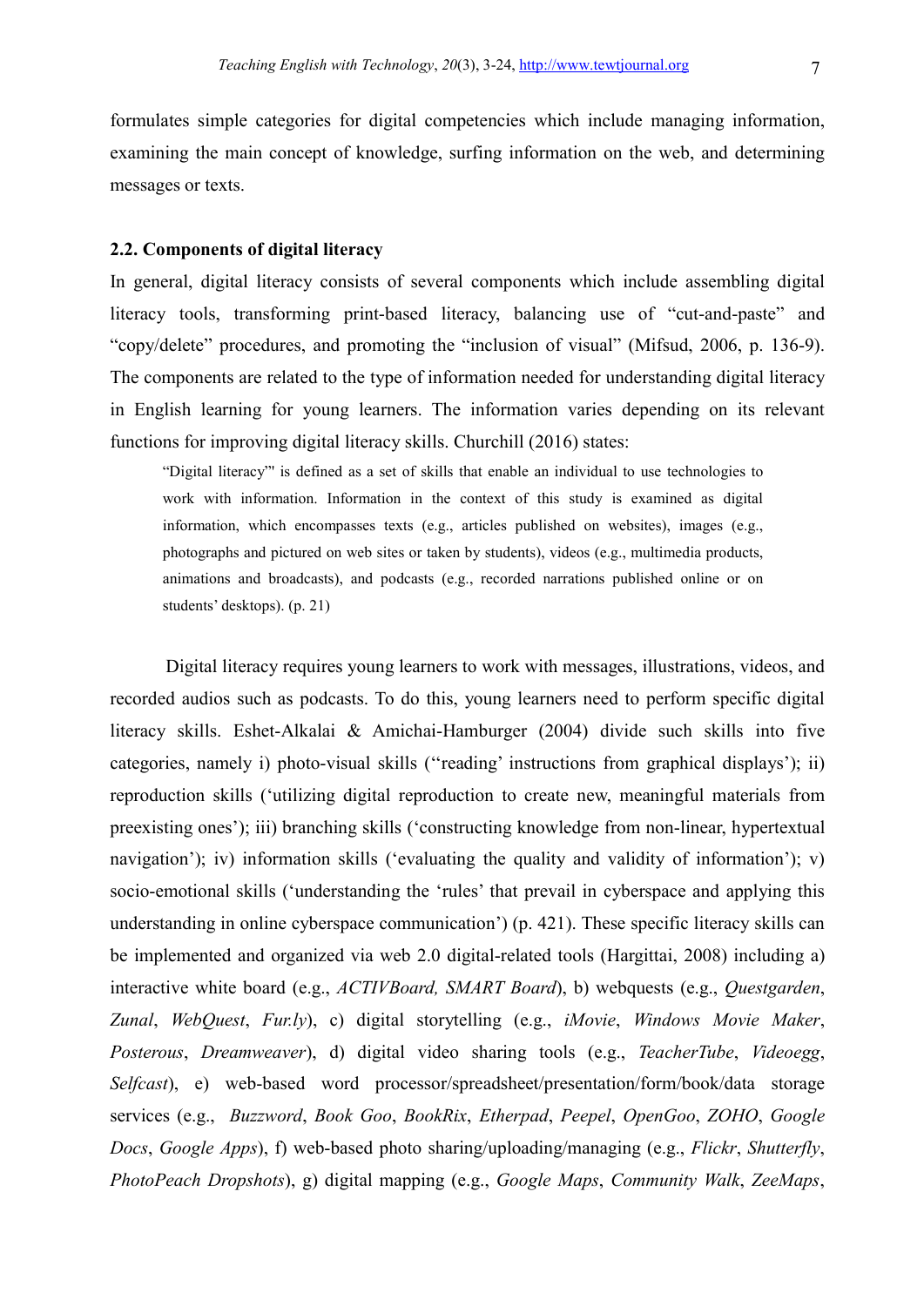formulates simple categories for digital competencies which include managing information, examining the main concept of knowledge, surfing information on the web, and determining messages or texts.

### 2.2. Components of digital literacy

In general, digital literacy consists of several components which include assembling digital literacy tools, transforming print-based literacy, balancing use of "cut-and-paste" and "copy/delete" procedures, and promoting the "inclusion of visual" (Mifsud, 2006, p. 136-9). The components are related to the type of information needed for understanding digital literacy in English learning for young learners. The information varies depending on its relevant functions for improving digital literacy skills. Churchill (2016) states:

> "Digital literacy"' is defined as a set of skills that enable an individual to use technologies to work with information. Information in the context of this study is examined as digital information, which encompasses texts (e.g., articles published on websites), images (e.g., photographs and pictured on web sites or taken by students), videos (e.g., multimedia products, animations and broadcasts), and podcasts (e.g., recorded narrations published online or on students' desktops). (p. 21)

Digital literacy requires young learners to work with messages, illustrations, videos, and recorded audios such as podcasts. To do this, young learners need to perform specific digital literacy skills. Eshet-Alkalai & Amichai-Hamburger (2004) divide such skills into five categories, namely i) photo-visual skills (''reading' instructions from graphical displays'); ii) reproduction skills ('utilizing digital reproduction to create new, meaningful materials from preexisting ones'); iii) branching skills ('constructing knowledge from non-linear, hypertextual navigation'); iv) information skills ('evaluating the quality and validity of information'); v) socio-emotional skills ('understanding the 'rules' that prevail in cyberspace and applying this understanding in online cyberspace communication') (p. 421). These specific literacy skills can be implemented and organized via web 2.0 digital-related tools (Hargittai, 2008) including a) interactive white board (e.g., *ACTIVBoard, SMART Board*), b) webquests (e.g., *Questgarden*, *Zunal*, *WebQuest*, *Fur.ly*), c) digital storytelling (e.g., *iMovie*, *Windows Movie Maker*, *Posterous*, *Dreamweaver*), d) digital video sharing tools (e.g., *TeacherTube*, *Videoegg*, *Selfcast*), e) web-based word processor/spreadsheet/presentation/form/book/data storage services (e.g., *Buzzword*, *Book Goo*, *BookRix*, *Etherpad*, *Peepel*, *OpenGoo*, *ZOHO*, *Google Docs*, *Google Apps*), f) web-based photo sharing/uploading/managing (e.g., *Flickr*, *Shutterfly*, *PhotoPeach Dropshots*), g) digital mapping (e.g., *Google Maps*, *Community Walk*, *ZeeMaps*,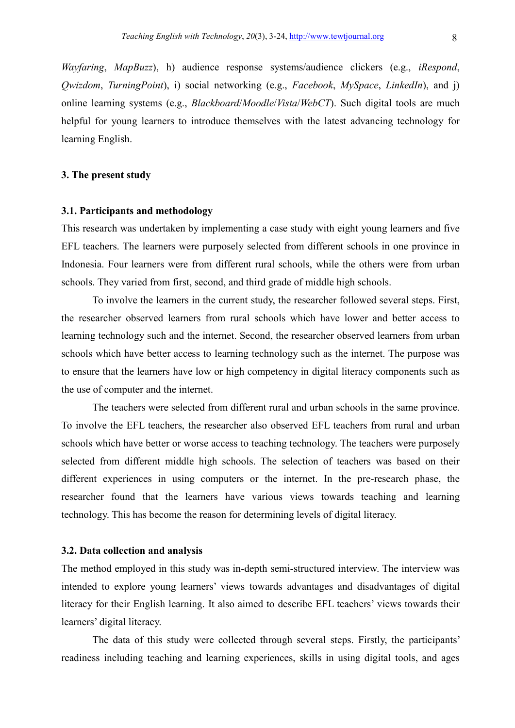*Wayfaring*, *MapBuzz*), h) audience response systems/audience clickers (e.g., *iRespond*, *Qwizdom*, *TurningPoint*), i) social networking (e.g., *Facebook*, *MySpace*, *LinkedIn*), and j) online learning systems (e.g., *Blackboard*/*Moodle*/*Vista*/*WebCT*). Such digital tools are much helpful for young learners to introduce themselves with the latest advancing technology for learning English.

## 3. The present study

### 3.1. Participants and methodology

This research was undertaken by implementing a case study with eight young learners and five EFL teachers. The learners were purposely selected from different schools in one province in Indonesia. Four learners were from different rural schools, while the others were from urban schools. They varied from first, second, and third grade of middle high schools.

To involve the learners in the current study, the researcher followed several steps. First, the researcher observed learners from rural schools which have lower and better access to learning technology such and the internet. Second, the researcher observed learners from urban schools which have better access to learning technology such as the internet. The purpose was to ensure that the learners have low or high competency in digital literacy components such as the use of computer and the internet.

The teachers were selected from different rural and urban schools in the same province. To involve the EFL teachers, the researcher also observed EFL teachers from rural and urban schools which have better or worse access to teaching technology. The teachers were purposely selected from different middle high schools. The selection of teachers was based on their different experiences in using computers or the internet. In the pre-research phase, the researcher found that the learners have various views towards teaching and learning technology. This has become the reason for determining levels of digital literacy.

### 3.2. Data collection and analysis

The method employed in this study was in-depth semi-structured interview. The interview was intended to explore young learners' views towards advantages and disadvantages of digital literacy for their English learning. It also aimed to describe EFL teachers' views towards their learners' digital literacy.

The data of this study were collected through several steps. Firstly, the participants' readiness including teaching and learning experiences, skills in using digital tools, and ages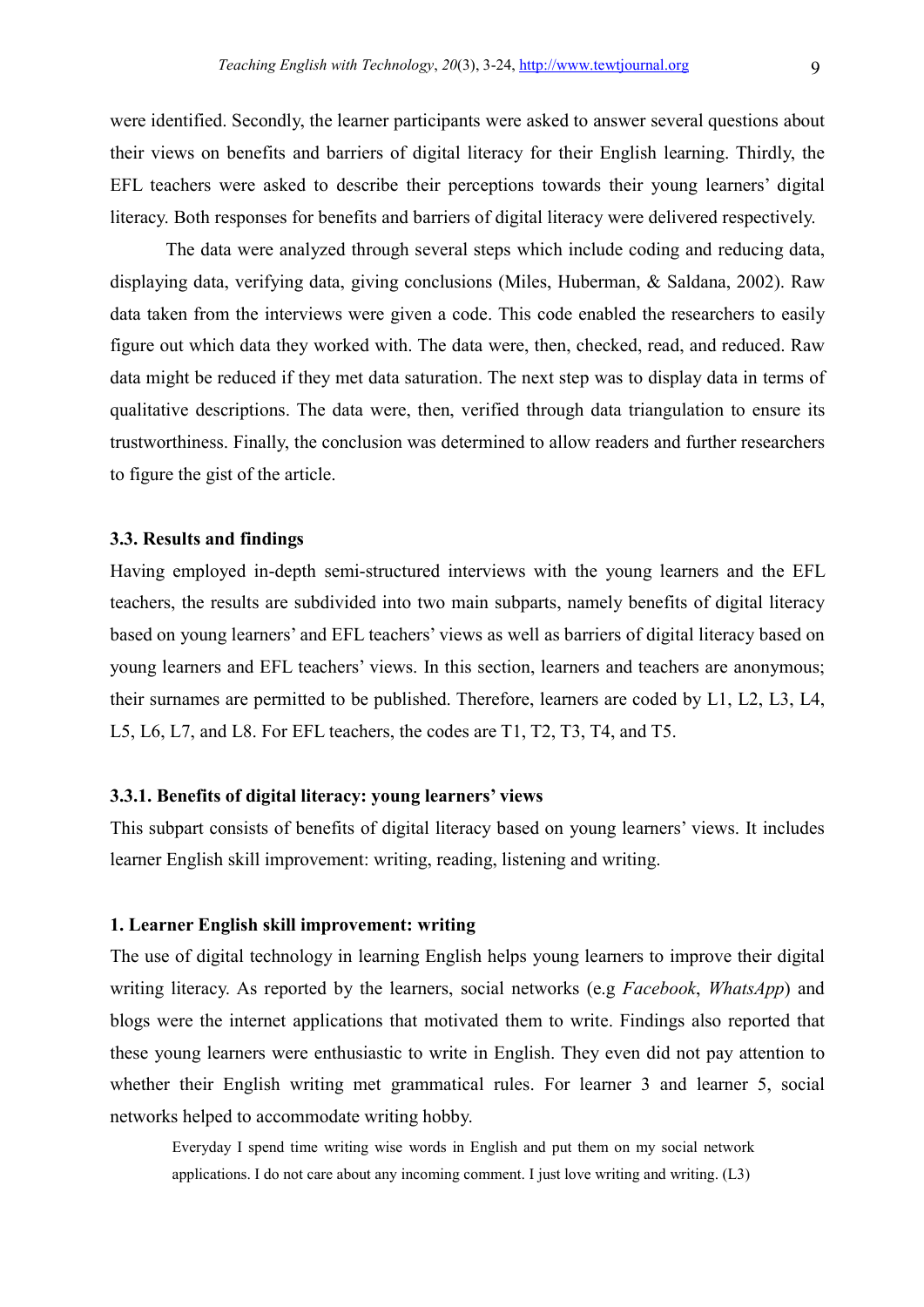were identified. Secondly, the learner participants were asked to answer several questions about their views on benefits and barriers of digital literacy for their English learning. Thirdly, the EFL teachers were asked to describe their perceptions towards their young learners' digital literacy. Both responses for benefits and barriers of digital literacy were delivered respectively.

The data were analyzed through several steps which include coding and reducing data, displaying data, verifying data, giving conclusions (Miles, Huberman, & Saldana, 2002). Raw data taken from the interviews were given a code. This code enabled the researchers to easily figure out which data they worked with. The data were, then, checked, read, and reduced. Raw data might be reduced if they met data saturation. The next step was to display data in terms of qualitative descriptions. The data were, then, verified through data triangulation to ensure its trustworthiness. Finally, the conclusion was determined to allow readers and further researchers to figure the gist of the article.

### 3.3. Results and findings

Having employed in-depth semi-structured interviews with the young learners and the EFL teachers, the results are subdivided into two main subparts, namely benefits of digital literacy based on young learners' and EFL teachers' views as well as barriers of digital literacy based on young learners and EFL teachers' views. In this section, learners and teachers are anonymous; their surnames are permitted to be published. Therefore, learners are coded by L1, L2, L3, L4, L5, L6, L7, and L8. For EFL teachers, the codes are T1, T2, T3, T4, and T5.

#### 3.3.1. Benefits of digital literacy: young learners' views

This subpart consists of benefits of digital literacy based on young learners' views. It includes learner English skill improvement: writing, reading, listening and writing.

#### 1. Learner English skill improvement: writing

The use of digital technology in learning English helps young learners to improve their digital writing literacy. As reported by the learners, social networks (e.g *Facebook*, *WhatsApp*) and blogs were the internet applications that motivated them to write. Findings also reported that these young learners were enthusiastic to write in English. They even did not pay attention to whether their English writing met grammatical rules. For learner 3 and learner 5, social networks helped to accommodate writing hobby.

> Everyday I spend time writing wise words in English and put them on my social network applications. I do not care about any incoming comment. I just love writing and writing. (L3)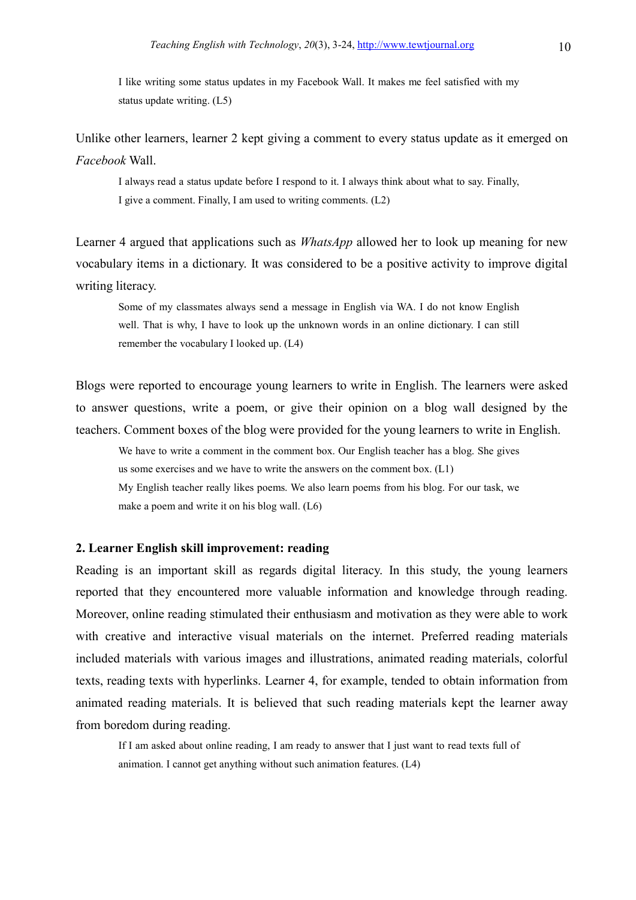> I like writing some status updates in my Facebook Wall. It makes me feel satisfied with my status update writing. (L5)

Unlike other learners, learner 2 kept giving a comment to every status update as it emerged on *Facebook* Wall.

> I always read a status update before I respond to it. I always think about what to say. Finally, I give a comment. Finally, I am used to writing comments. (L2)

Learner 4 argued that applications such as *WhatsApp* allowed her to look up meaning for new vocabulary items in a dictionary. It was considered to be a positive activity to improve digital writing literacy.

> Some of my classmates always send a message in English via WA. I do not know English well. That is why, I have to look up the unknown words in an online dictionary. I can still remember the vocabulary I looked up. (L4)

Blogs were reported to encourage young learners to write in English. The learners were asked to answer questions, write a poem, or give their opinion on a blog wall designed by the teachers. Comment boxes of the blog were provided for the young learners to write in English.

> We have to write a comment in the comment box. Our English teacher has a blog. She gives us some exercises and we have to write the answers on the comment box. (L1)
>
> My English teacher really likes poems. We also learn poems from his blog. For our task, we make a poem and write it on his blog wall. (L6)

**2. Learner English skill improvement: reading**

Reading is an important skill as regards digital literacy. In this study, the young learners reported that they encountered more valuable information and knowledge through reading. Moreover, online reading stimulated their enthusiasm and motivation as they were able to work with creative and interactive visual materials on the internet. Preferred reading materials included materials with various images and illustrations, animated reading materials, colorful texts, reading texts with hyperlinks. Learner 4, for example, tended to obtain information from animated reading materials. It is believed that such reading materials kept the learner away from boredom during reading.

> If I am asked about online reading, I am ready to answer that I just want to read texts full of animation. I cannot get anything without such animation features. (L4)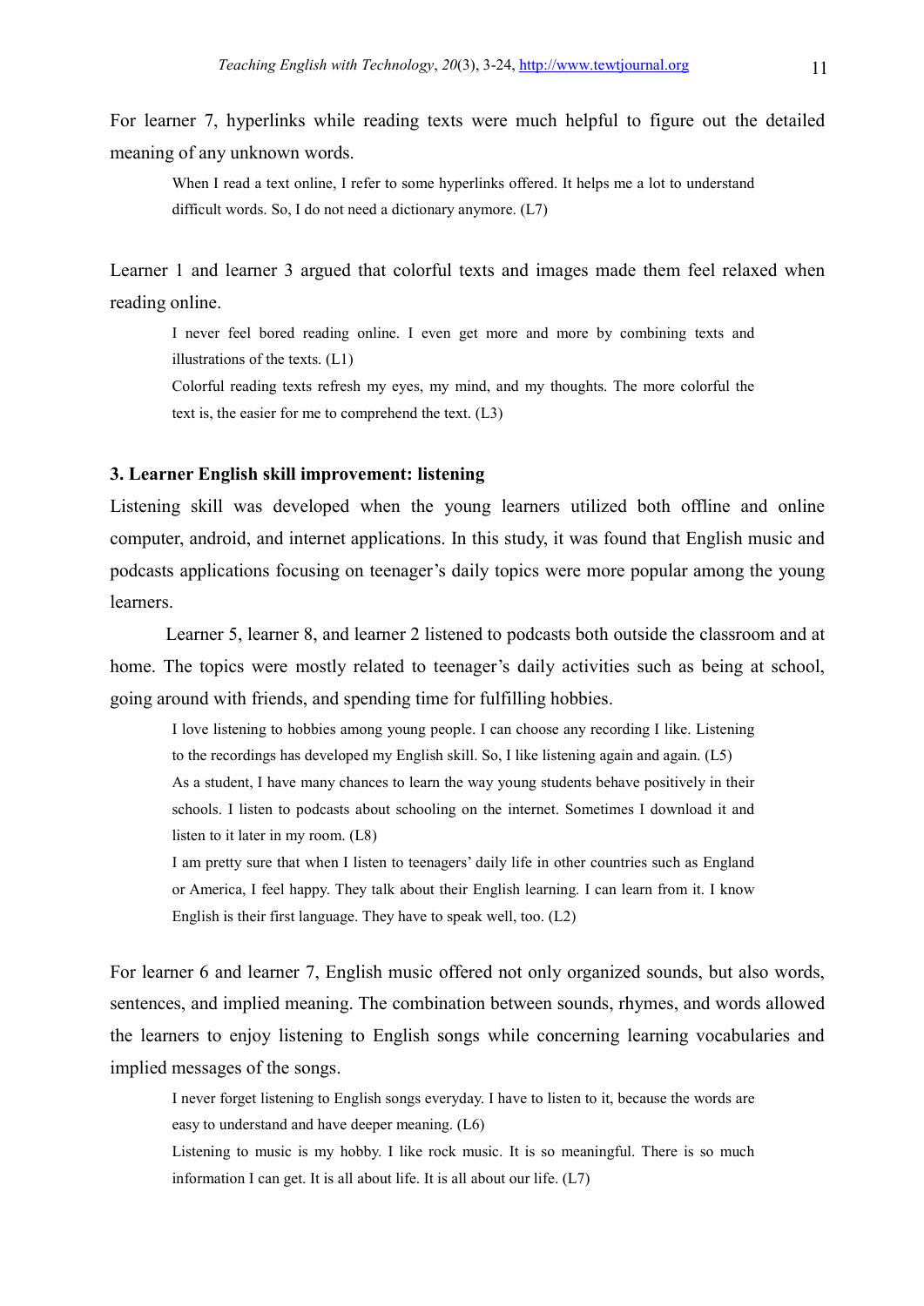For learner 7, hyperlinks while reading texts were much helpful to figure out the detailed meaning of any unknown words.

> When I read a text online, I refer to some hyperlinks offered. It helps me a lot to understand difficult words. So, I do not need a dictionary anymore. (L7)

Learner 1 and learner 3 argued that colorful texts and images made them feel relaxed when reading online.

> I never feel bored reading online. I even get more and more by combining texts and illustrations of the texts. (L1)
>
> Colorful reading texts refresh my eyes, my mind, and my thoughts. The more colorful the text is, the easier for me to comprehend the text. (L3)

### 3. Learner English skill improvement: listening

Listening skill was developed when the young learners utilized both offline and online computer, android, and internet applications. In this study, it was found that English music and podcasts applications focusing on teenager's daily topics were more popular among the young learners.

Learner 5, learner 8, and learner 2 listened to podcasts both outside the classroom and at home. The topics were mostly related to teenager's daily activities such as being at school, going around with friends, and spending time for fulfilling hobbies.

> I love listening to hobbies among young people. I can choose any recording I like. Listening to the recordings has developed my English skill. So, I like listening again and again. (L5)
>
> As a student, I have many chances to learn the way young students behave positively in their schools. I listen to podcasts about schooling on the internet. Sometimes I download it and listen to it later in my room. (L8)
>
> I am pretty sure that when I listen to teenagers' daily life in other countries such as England or America, I feel happy. They talk about their English learning. I can learn from it. I know English is their first language. They have to speak well, too. (L2)

For learner 6 and learner 7, English music offered not only organized sounds, but also words, sentences, and implied meaning. The combination between sounds, rhymes, and words allowed the learners to enjoy listening to English songs while concerning learning vocabularies and implied messages of the songs.

> I never forget listening to English songs everyday. I have to listen to it, because the words are easy to understand and have deeper meaning. (L6)
>
> Listening to music is my hobby. I like rock music. It is so meaningful. There is so much information I can get. It is all about life. It is all about our life. (L7)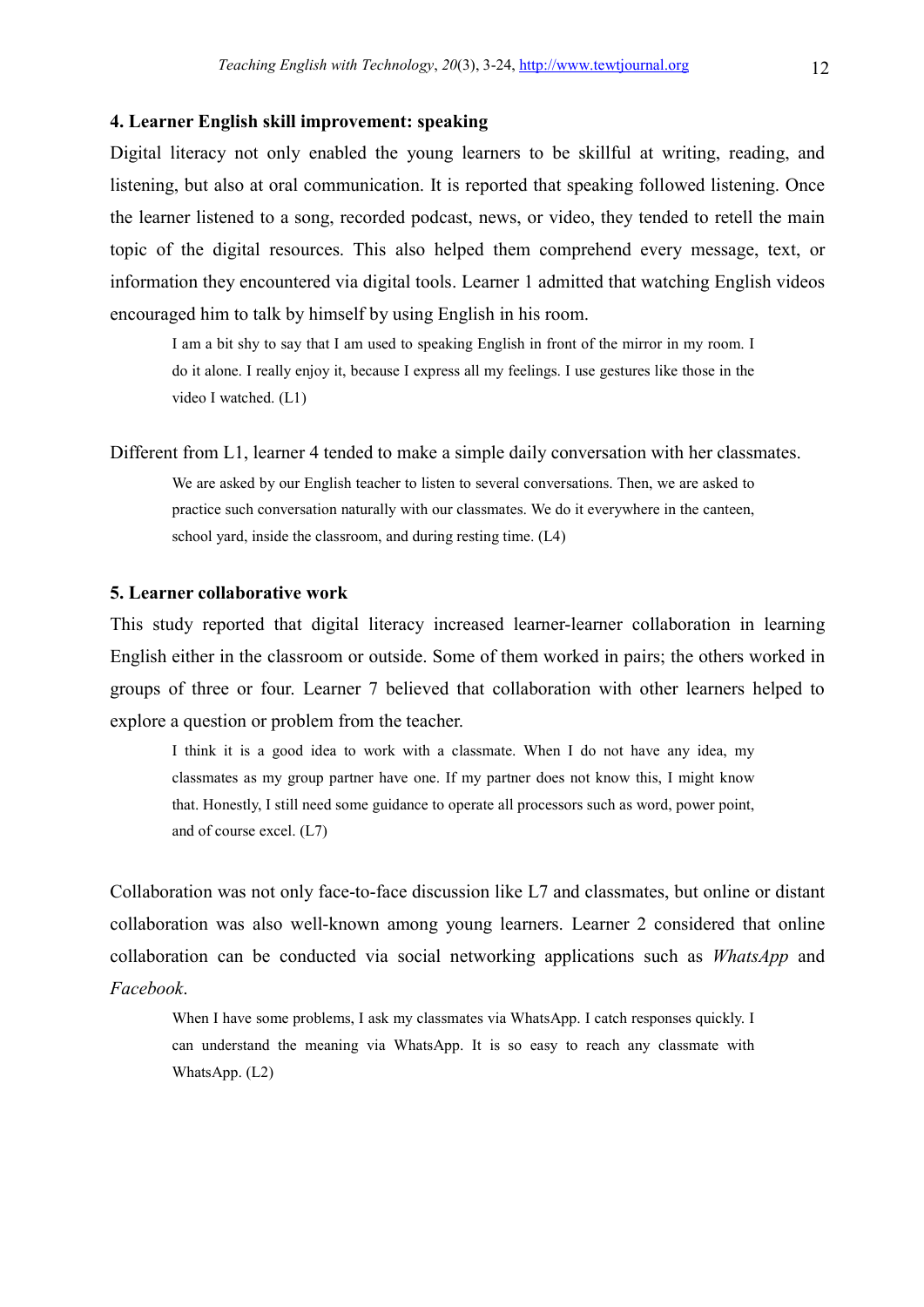### 4. Learner English skill improvement: speaking

Digital literacy not only enabled the young learners to be skillful at writing, reading, and listening, but also at oral communication. It is reported that speaking followed listening. Once the learner listened to a song, recorded podcast, news, or video, they tended to retell the main topic of the digital resources. This also helped them comprehend every message, text, or information they encountered via digital tools. Learner 1 admitted that watching English videos encouraged him to talk by himself by using English in his room.

> I am a bit shy to say that I am used to speaking English in front of the mirror in my room. I do it alone. I really enjoy it, because I express all my feelings. I use gestures like those in the video I watched. (L1)

Different from L1, learner 4 tended to make a simple daily conversation with her classmates.

> We are asked by our English teacher to listen to several conversations. Then, we are asked to practice such conversation naturally with our classmates. We do it everywhere in the canteen, school yard, inside the classroom, and during resting time. (L4)

### 5. Learner collaborative work

This study reported that digital literacy increased learner-learner collaboration in learning English either in the classroom or outside. Some of them worked in pairs; the others worked in groups of three or four. Learner 7 believed that collaboration with other learners helped to explore a question or problem from the teacher.

> I think it is a good idea to work with a classmate. When I do not have any idea, my classmates as my group partner have one. If my partner does not know this, I might know that. Honestly, I still need some guidance to operate all processors such as word, power point, and of course excel. (L7)

Collaboration was not only face-to-face discussion like L7 and classmates, but online or distant collaboration was also well-known among young learners. Learner 2 considered that online collaboration can be conducted via social networking applications such as *WhatsApp* and *Facebook*.

> When I have some problems, I ask my classmates via WhatsApp. I catch responses quickly. I can understand the meaning via WhatsApp. It is so easy to reach any classmate with WhatsApp. (L2)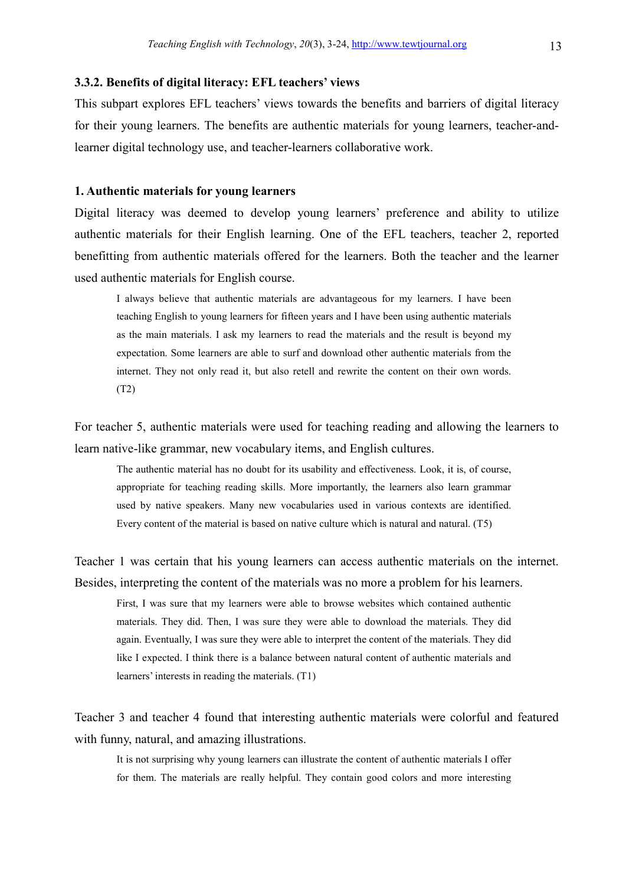### 3.3.2. Benefits of digital literacy: EFL teachers' views

This subpart explores EFL teachers' views towards the benefits and barriers of digital literacy for their young learners. The benefits are authentic materials for young learners, teacher-and-learner digital technology use, and teacher-learners collaborative work.

#### 1. Authentic materials for young learners

Digital literacy was deemed to develop young learners' preference and ability to utilize authentic materials for their English learning. One of the EFL teachers, teacher 2, reported benefitting from authentic materials offered for the learners. Both the teacher and the learner used authentic materials for English course.

> I always believe that authentic materials are advantageous for my learners. I have been teaching English to young learners for fifteen years and I have been using authentic materials as the main materials. I ask my learners to read the materials and the result is beyond my expectation. Some learners are able to surf and download other authentic materials from the internet. They not only read it, but also retell and rewrite the content on their own words. (T2)

For teacher 5, authentic materials were used for teaching reading and allowing the learners to learn native-like grammar, new vocabulary items, and English cultures.

> The authentic material has no doubt for its usability and effectiveness. Look, it is, of course, appropriate for teaching reading skills. More importantly, the learners also learn grammar used by native speakers. Many new vocabularies used in various contexts are identified. Every content of the material is based on native culture which is natural and natural. (T5)

Teacher 1 was certain that his young learners can access authentic materials on the internet. Besides, interpreting the content of the materials was no more a problem for his learners.

> First, I was sure that my learners were able to browse websites which contained authentic materials. They did. Then, I was sure they were able to download the materials. They did again. Eventually, I was sure they were able to interpret the content of the materials. They did like I expected. I think there is a balance between natural content of authentic materials and learners' interests in reading the materials. (T1)

Teacher 3 and teacher 4 found that interesting authentic materials were colorful and featured with funny, natural, and amazing illustrations.

> It is not surprising why young learners can illustrate the content of authentic materials I offer for them. The materials are really helpful. They contain good colors and more interesting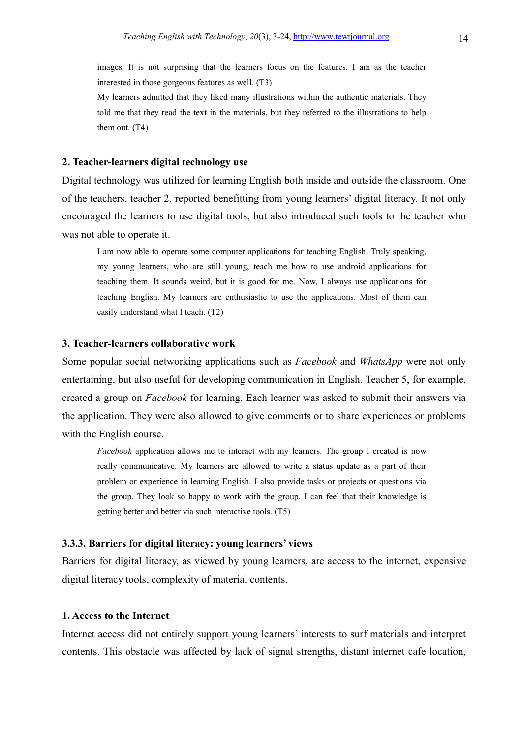> images. It is not surprising that the learners focus on the features. I am as the teacher interested in those gorgeous features as well. (T3)
>
> My learners admitted that they liked many illustrations within the authentic materials. They told me that they read the text in the materials, but they referred to the illustrations to help them out. (T4)

#### 2. Teacher-learners digital technology use

Digital technology was utilized for learning English both inside and outside the classroom. One of the teachers, teacher 2, reported benefitting from young learners' digital literacy. It not only encouraged the learners to use digital tools, but also introduced such tools to the teacher who was not able to operate it.

> I am now able to operate some computer applications for teaching English. Truly speaking, my young learners, who are still young, teach me how to use android applications for teaching them. It sounds weird, but it is good for me. Now, I always use applications for teaching English. My learners are enthusiastic to use the applications. Most of them can easily understand what I teach. (T2)

#### 3. Teacher-learners collaborative work

Some popular social networking applications such as *Facebook* and *WhatsApp* were not only entertaining, but also useful for developing communication in English. Teacher 5, for example, created a group on *Facebook* for learning. Each learner was asked to submit their answers via the application. They were also allowed to give comments or to share experiences or problems with the English course.

> *Facebook* application allows me to interact with my learners. The group I created is now really communicative. My learners are allowed to write a status update as a part of their problem or experience in learning English. I also provide tasks or projects or questions via the group. They look so happy to work with the group. I can feel that their knowledge is getting better and better via such interactive tools. (T5)

### 3.3.3. Barriers for digital literacy: young learners' views

Barriers for digital literacy, as viewed by young learners, are access to the internet, expensive digital literacy tools, complexity of material contents.

#### 1. Access to the Internet

Internet access did not entirely support young learners' interests to surf materials and interpret contents. This obstacle was affected by lack of signal strengths, distant internet cafe location,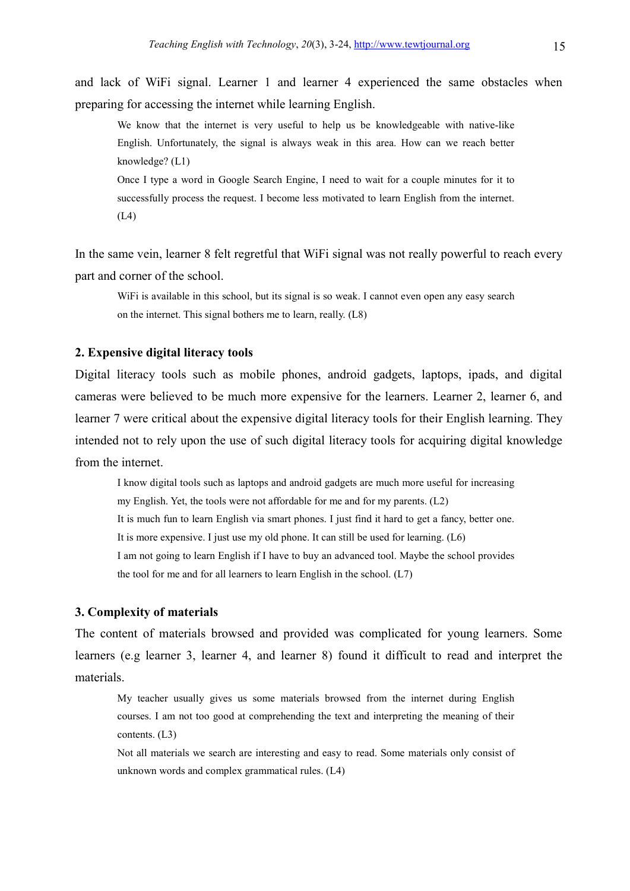and lack of WiFi signal. Learner 1 and learner 4 experienced the same obstacles when preparing for accessing the internet while learning English.

> We know that the internet is very useful to help us be knowledgeable with native-like English. Unfortunately, the signal is always weak in this area. How can we reach better knowledge? (L1)
>
> Once I type a word in Google Search Engine, I need to wait for a couple minutes for it to successfully process the request. I become less motivated to learn English from the internet. (L4)

In the same vein, learner 8 felt regretful that WiFi signal was not really powerful to reach every part and corner of the school.

> WiFi is available in this school, but its signal is so weak. I cannot even open any easy search on the internet. This signal bothers me to learn, really. (L8)

### 2. Expensive digital literacy tools

Digital literacy tools such as mobile phones, android gadgets, laptops, ipads, and digital cameras were believed to be much more expensive for the learners. Learner 2, learner 6, and learner 7 were critical about the expensive digital literacy tools for their English learning. They intended not to rely upon the use of such digital literacy tools for acquiring digital knowledge from the internet.

> I know digital tools such as laptops and android gadgets are much more useful for increasing my English. Yet, the tools were not affordable for me and for my parents. (L2)
>
> It is much fun to learn English via smart phones. I just find it hard to get a fancy, better one. It is more expensive. I just use my old phone. It can still be used for learning. (L6)
>
> I am not going to learn English if I have to buy an advanced tool. Maybe the school provides the tool for me and for all learners to learn English in the school. (L7)

### 3. Complexity of materials

The content of materials browsed and provided was complicated for young learners. Some learners (e.g learner 3, learner 4, and learner 8) found it difficult to read and interpret the materials.

> My teacher usually gives us some materials browsed from the internet during English courses. I am not too good at comprehending the text and interpreting the meaning of their contents. (L3)
>
> Not all materials we search are interesting and easy to read. Some materials only consist of unknown words and complex grammatical rules. (L4)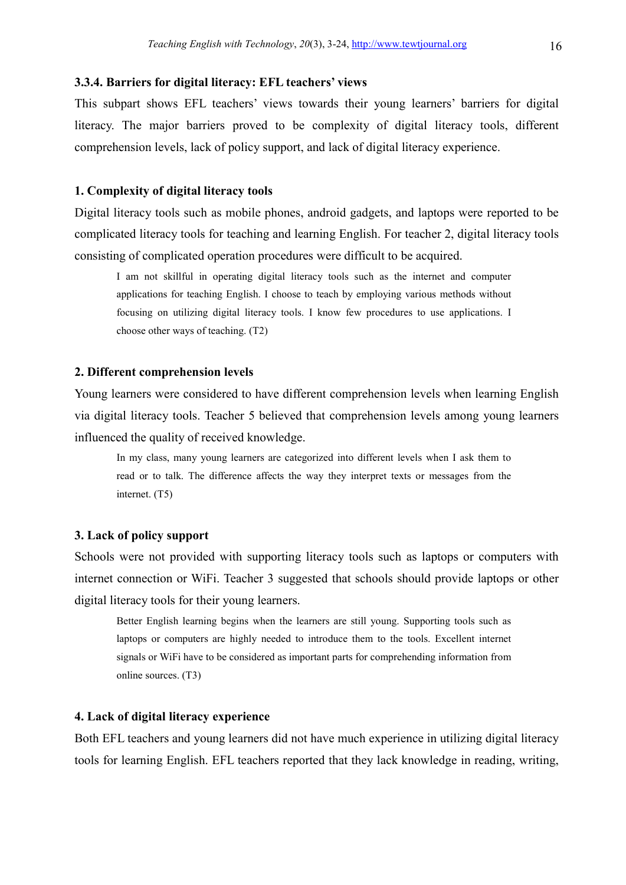### 3.3.4. Barriers for digital literacy: EFL teachers' views

This subpart shows EFL teachers' views towards their young learners' barriers for digital literacy. The major barriers proved to be complexity of digital literacy tools, different comprehension levels, lack of policy support, and lack of digital literacy experience.

#### 1. Complexity of digital literacy tools

Digital literacy tools such as mobile phones, android gadgets, and laptops were reported to be complicated literacy tools for teaching and learning English. For teacher 2, digital literacy tools consisting of complicated operation procedures were difficult to be acquired.

> I am not skillful in operating digital literacy tools such as the internet and computer applications for teaching English. I choose to teach by employing various methods without focusing on utilizing digital literacy tools. I know few procedures to use applications. I choose other ways of teaching. (T2)

#### 2. Different comprehension levels

Young learners were considered to have different comprehension levels when learning English via digital literacy tools. Teacher 5 believed that comprehension levels among young learners influenced the quality of received knowledge.

> In my class, many young learners are categorized into different levels when I ask them to read or to talk. The difference affects the way they interpret texts or messages from the internet. (T5)

#### 3. Lack of policy support

Schools were not provided with supporting literacy tools such as laptops or computers with internet connection or WiFi. Teacher 3 suggested that schools should provide laptops or other digital literacy tools for their young learners.

> Better English learning begins when the learners are still young. Supporting tools such as laptops or computers are highly needed to introduce them to the tools. Excellent internet signals or WiFi have to be considered as important parts for comprehending information from online sources. (T3)

#### 4. Lack of digital literacy experience

Both EFL teachers and young learners did not have much experience in utilizing digital literacy tools for learning English. EFL teachers reported that they lack knowledge in reading, writing,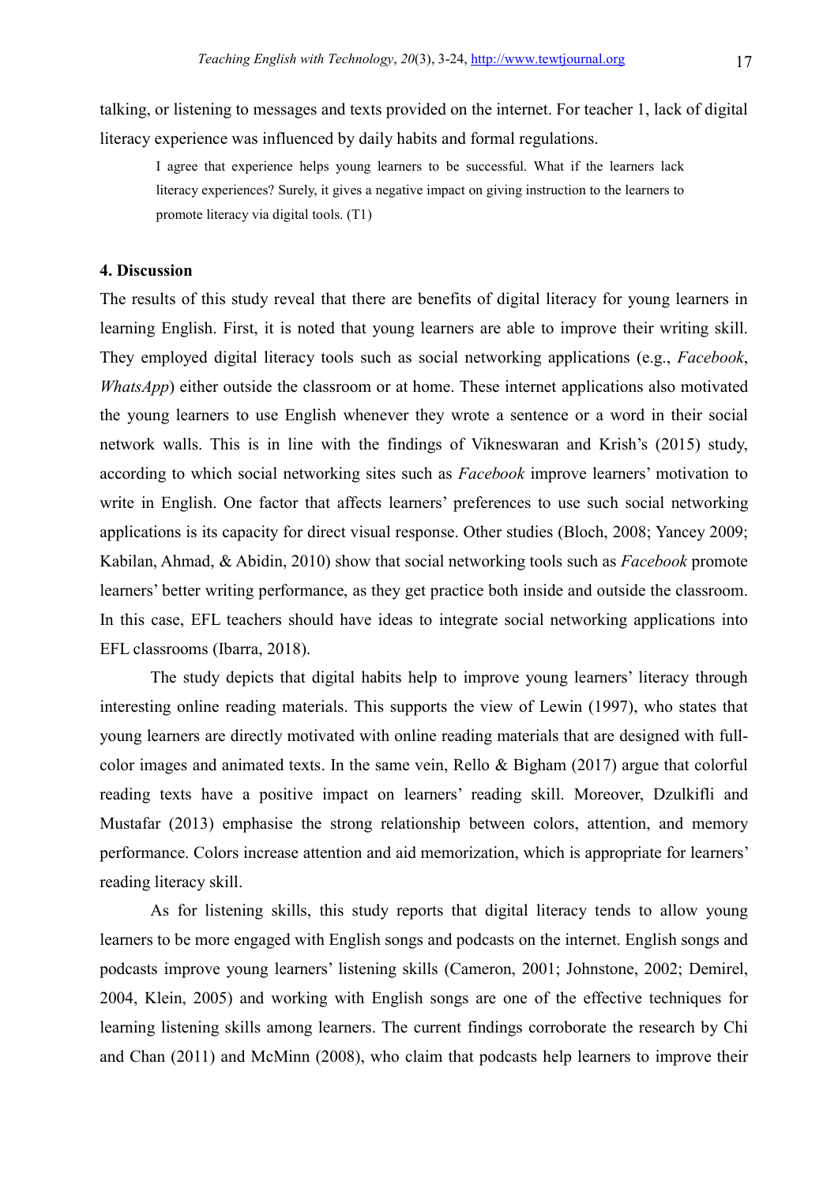talking, or listening to messages and texts provided on the internet. For teacher 1, lack of digital literacy experience was influenced by daily habits and formal regulations.

> I agree that experience helps young learners to be successful. What if the learners lack literacy experiences? Surely, it gives a negative impact on giving instruction to the learners to promote literacy via digital tools. (T1)

## 4. Discussion

The results of this study reveal that there are benefits of digital literacy for young learners in learning English. First, it is noted that young learners are able to improve their writing skill. They employed digital literacy tools such as social networking applications (e.g., *Facebook*, *WhatsApp*) either outside the classroom or at home. These internet applications also motivated the young learners to use English whenever they wrote a sentence or a word in their social network walls. This is in line with the findings of Vikneswaran and Krish's (2015) study, according to which social networking sites such as *Facebook* improve learners' motivation to write in English. One factor that affects learners' preferences to use such social networking applications is its capacity for direct visual response. Other studies (Bloch, 2008; Yancey 2009; Kabilan, Ahmad, & Abidin, 2010) show that social networking tools such as *Facebook* promote learners' better writing performance, as they get practice both inside and outside the classroom. In this case, EFL teachers should have ideas to integrate social networking applications into EFL classrooms (Ibarra, 2018).

The study depicts that digital habits help to improve young learners' literacy through interesting online reading materials. This supports the view of Lewin (1997), who states that young learners are directly motivated with online reading materials that are designed with full-color images and animated texts. In the same vein, Rello & Bigham (2017) argue that colorful reading texts have a positive impact on learners' reading skill. Moreover, Dzulkifli and Mustafar (2013) emphasise the strong relationship between colors, attention, and memory performance. Colors increase attention and aid memorization, which is appropriate for learners' reading literacy skill.

As for listening skills, this study reports that digital literacy tends to allow young learners to be more engaged with English songs and podcasts on the internet. English songs and podcasts improve young learners' listening skills (Cameron, 2001; Johnstone, 2002; Demirel, 2004, Klein, 2005) and working with English songs are one of the effective techniques for learning listening skills among learners. The current findings corroborate the research by Chi and Chan (2011) and McMinn (2008), who claim that podcasts help learners to improve their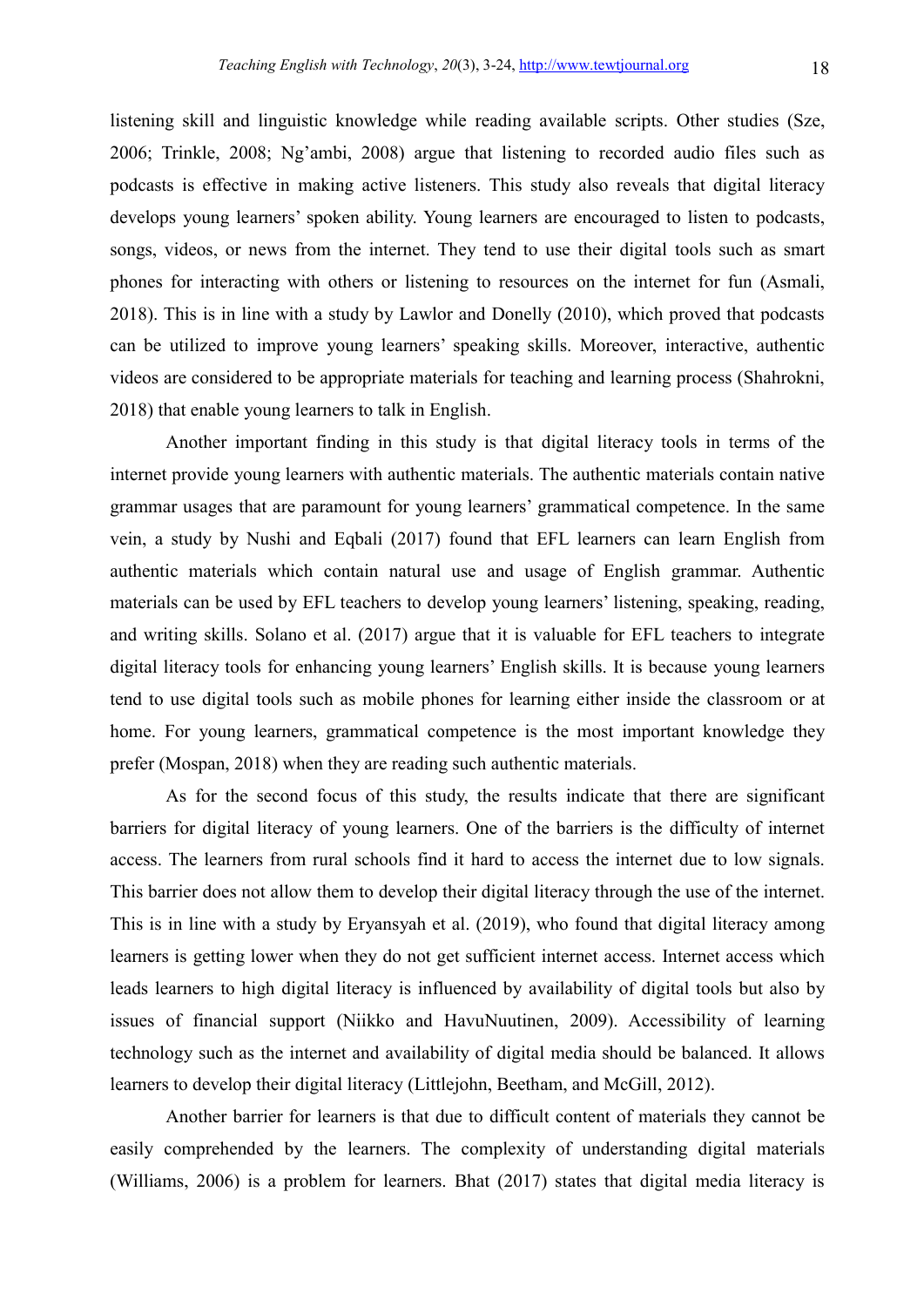listening skill and linguistic knowledge while reading available scripts. Other studies (Sze, 2006; Trinkle, 2008; Ng'ambi, 2008) argue that listening to recorded audio files such as podcasts is effective in making active listeners. This study also reveals that digital literacy develops young learners' spoken ability. Young learners are encouraged to listen to podcasts, songs, videos, or news from the internet. They tend to use their digital tools such as smart phones for interacting with others or listening to resources on the internet for fun (Asmali, 2018). This is in line with a study by Lawlor and Donelly (2010), which proved that podcasts can be utilized to improve young learners' speaking skills. Moreover, interactive, authentic videos are considered to be appropriate materials for teaching and learning process (Shahrokni, 2018) that enable young learners to talk in English.

Another important finding in this study is that digital literacy tools in terms of the internet provide young learners with authentic materials. The authentic materials contain native grammar usages that are paramount for young learners' grammatical competence. In the same vein, a study by Nushi and Eqbali (2017) found that EFL learners can learn English from authentic materials which contain natural use and usage of English grammar. Authentic materials can be used by EFL teachers to develop young learners' listening, speaking, reading, and writing skills. Solano et al. (2017) argue that it is valuable for EFL teachers to integrate digital literacy tools for enhancing young learners' English skills. It is because young learners tend to use digital tools such as mobile phones for learning either inside the classroom or at home. For young learners, grammatical competence is the most important knowledge they prefer (Mospan, 2018) when they are reading such authentic materials.

As for the second focus of this study, the results indicate that there are significant barriers for digital literacy of young learners. One of the barriers is the difficulty of internet access. The learners from rural schools find it hard to access the internet due to low signals. This barrier does not allow them to develop their digital literacy through the use of the internet. This is in line with a study by Eryansyah et al. (2019), who found that digital literacy among learners is getting lower when they do not get sufficient internet access. Internet access which leads learners to high digital literacy is influenced by availability of digital tools but also by issues of financial support (Niikko and HavuNuutinen, 2009). Accessibility of learning technology such as the internet and availability of digital media should be balanced. It allows learners to develop their digital literacy (Littlejohn, Beetham, and McGill, 2012).

Another barrier for learners is that due to difficult content of materials they cannot be easily comprehended by the learners. The complexity of understanding digital materials (Williams, 2006) is a problem for learners. Bhat (2017) states that digital media literacy is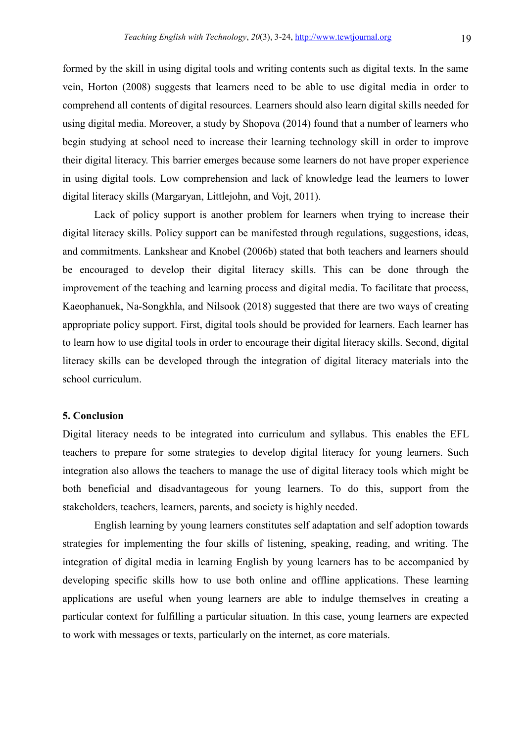formed by the skill in using digital tools and writing contents such as digital texts. In the same vein, Horton (2008) suggests that learners need to be able to use digital media in order to comprehend all contents of digital resources. Learners should also learn digital skills needed for using digital media. Moreover, a study by Shopova (2014) found that a number of learners who begin studying at school need to increase their learning technology skill in order to improve their digital literacy. This barrier emerges because some learners do not have proper experience in using digital tools. Low comprehension and lack of knowledge lead the learners to lower digital literacy skills (Margaryan, Littlejohn, and Vojt, 2011).

Lack of policy support is another problem for learners when trying to increase their digital literacy skills. Policy support can be manifested through regulations, suggestions, ideas, and commitments. Lankshear and Knobel (2006b) stated that both teachers and learners should be encouraged to develop their digital literacy skills. This can be done through the improvement of the teaching and learning process and digital media. To facilitate that process, Kaeophanuek, Na-Songkhla, and Nilsook (2018) suggested that there are two ways of creating appropriate policy support. First, digital tools should be provided for learners. Each learner has to learn how to use digital tools in order to encourage their digital literacy skills. Second, digital literacy skills can be developed through the integration of digital literacy materials into the school curriculum.

## 5. Conclusion

Digital literacy needs to be integrated into curriculum and syllabus. This enables the EFL teachers to prepare for some strategies to develop digital literacy for young learners. Such integration also allows the teachers to manage the use of digital literacy tools which might be both beneficial and disadvantageous for young learners. To do this, support from the stakeholders, teachers, learners, parents, and society is highly needed.

English learning by young learners constitutes self adaptation and self adoption towards strategies for implementing the four skills of listening, speaking, reading, and writing. The integration of digital media in learning English by young learners has to be accompanied by developing specific skills how to use both online and offline applications. These learning applications are useful when young learners are able to indulge themselves in creating a particular context for fulfilling a particular situation. In this case, young learners are expected to work with messages or texts, particularly on the internet, as core materials.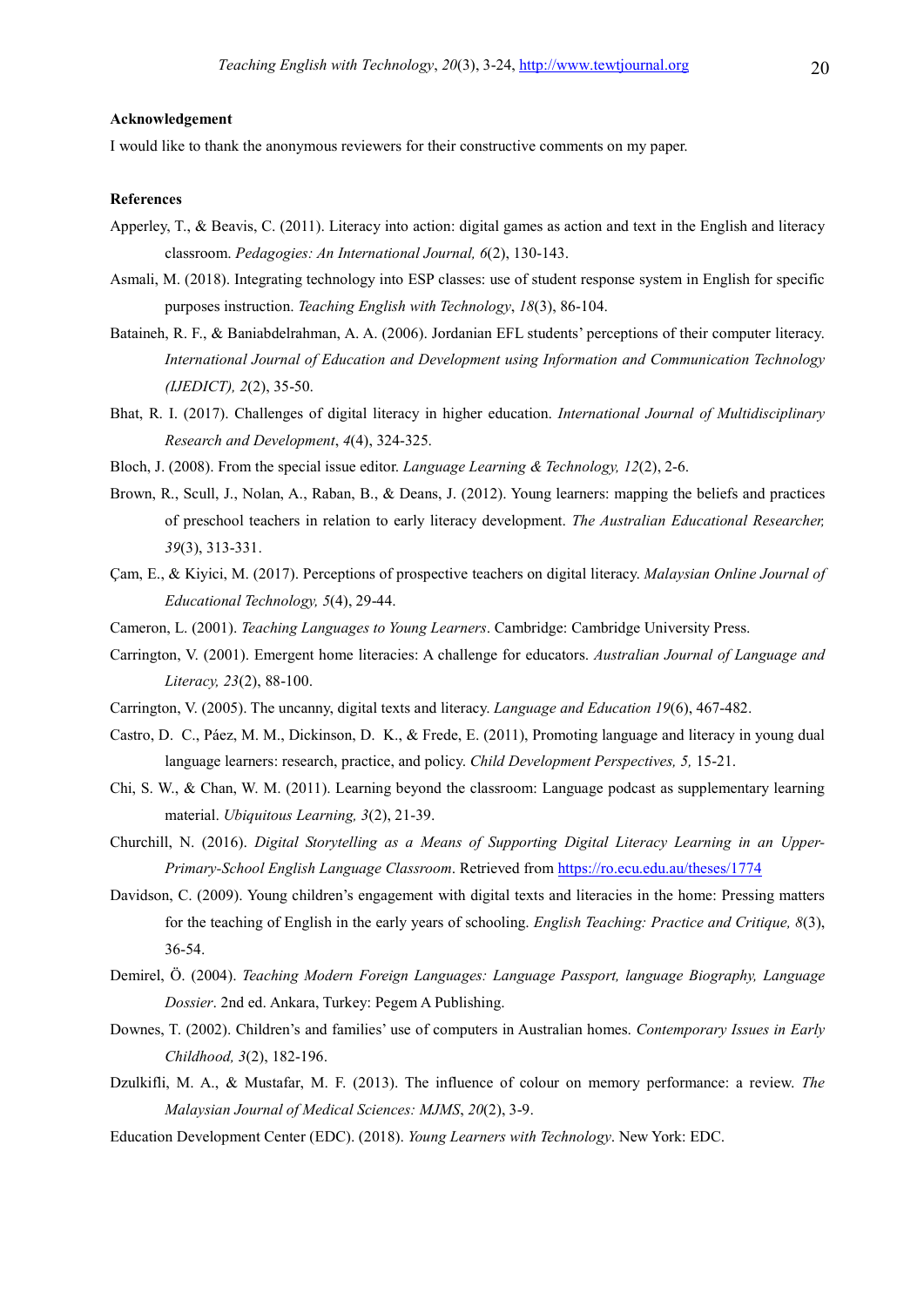**Acknowledgement**

I would like to thank the anonymous reviewers for their constructive comments on my paper.

**References**

Apperley, T., & Beavis, C. (2011). Literacy into action: digital games as action and text in the English and literacy classroom. *Pedagogies: An International Journal, 6*(2), 130-143.

Asmali, M. (2018). Integrating technology into ESP classes: use of student response system in English for specific purposes instruction. *Teaching English with Technology*, *18*(3), 86-104.

Bataineh, R. F., & Baniabdelrahman, A. A. (2006). Jordanian EFL students' perceptions of their computer literacy. *International Journal of Education and Development using Information and Communication Technology (IJEDICT), 2*(2), 35-50.

Bhat, R. I. (2017). Challenges of digital literacy in higher education. *International Journal of Multidisciplinary Research and Development*, *4*(4), 324-325.

Bloch, J. (2008). From the special issue editor. *Language Learning & Technology, 12*(2), 2-6.

Brown, R., Scull, J., Nolan, A., Raban, B., & Deans, J. (2012). Young learners: mapping the beliefs and practices of preschool teachers in relation to early literacy development. *The Australian Educational Researcher, 39*(3), 313-331.

Çam, E., & Kiyici, M. (2017). Perceptions of prospective teachers on digital literacy. *Malaysian Online Journal of Educational Technology, 5*(4), 29-44.

Cameron, L. (2001). *Teaching Languages to Young Learners*. Cambridge: Cambridge University Press.

Carrington, V. (2001). Emergent home literacies: A challenge for educators. *Australian Journal of Language and Literacy, 23*(2), 88-100.

Carrington, V. (2005). The uncanny, digital texts and literacy. *Language and Education 19*(6), 467-482.

Castro, D. C., Páez, M. M., Dickinson, D. K., & Frede, E. (2011), Promoting language and literacy in young dual language learners: research, practice, and policy. *Child Development Perspectives, 5,* 15-21.

Chi, S. W., & Chan, W. M. (2011). Learning beyond the classroom: Language podcast as supplementary learning material. *Ubiquitous Learning, 3*(2), 21-39.

Churchill, N. (2016). *Digital Storytelling as a Means of Supporting Digital Literacy Learning in an Upper-Primary-School English Language Classroom*. Retrieved from https://ro.ecu.edu.au/theses/1774

Davidson, C. (2009). Young children's engagement with digital texts and literacies in the home: Pressing matters for the teaching of English in the early years of schooling. *English Teaching: Practice and Critique, 8*(3), 36-54.

Demirel, Ö. (2004). *Teaching Modern Foreign Languages: Language Passport, language Biography, Language Dossier*. 2nd ed. Ankara, Turkey: Pegem A Publishing.

Downes, T. (2002). Children's and families' use of computers in Australian homes. *Contemporary Issues in Early Childhood, 3*(2), 182-196.

Dzulkifli, M. A., & Mustafar, M. F. (2013). The influence of colour on memory performance: a review. *The Malaysian Journal of Medical Sciences: MJMS*, *20*(2), 3-9.

Education Development Center (EDC). (2018). *Young Learners with Technology*. New York: EDC.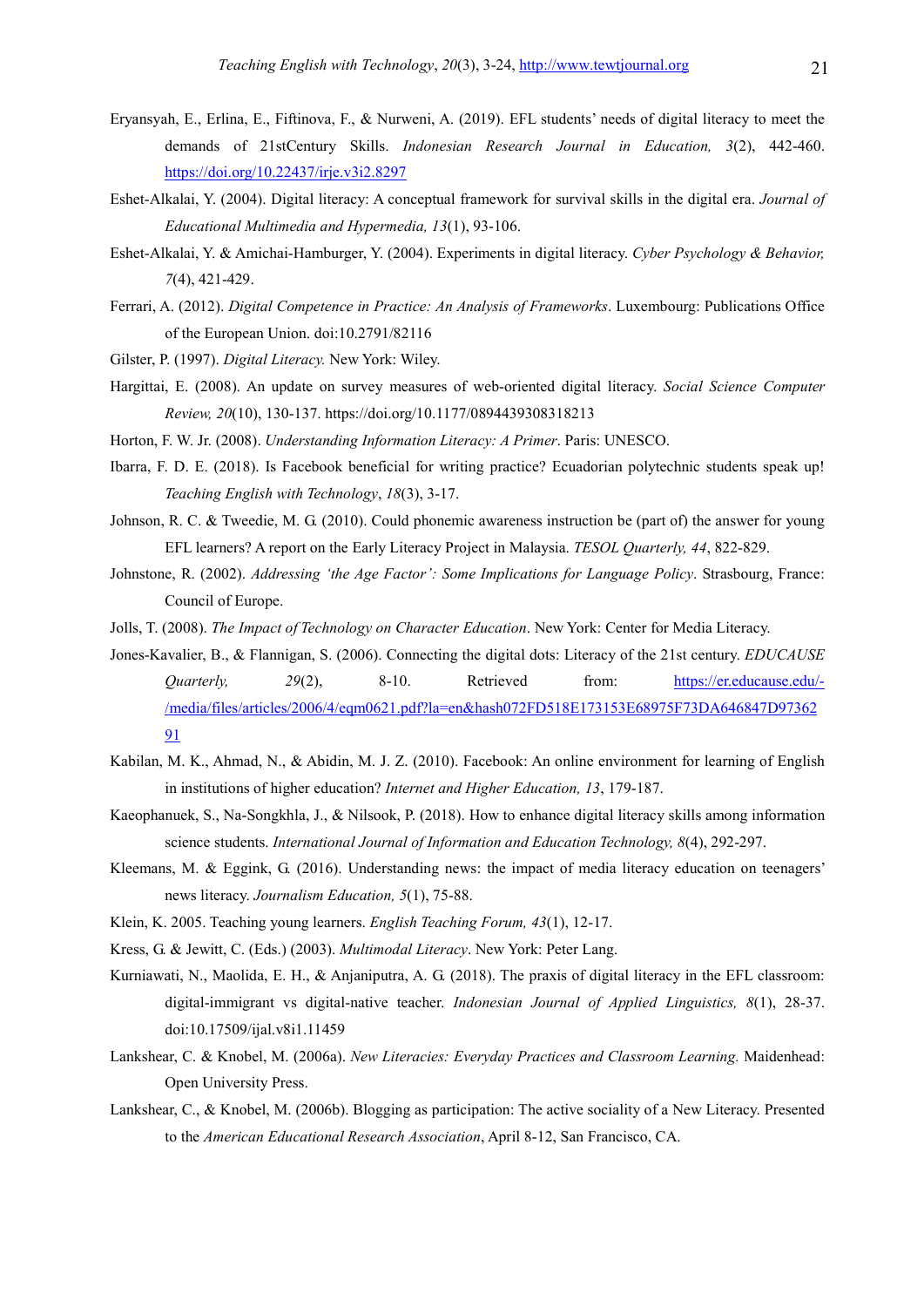Eryansyah, E., Erlina, E., Fiftinova, F., & Nurweni, A. (2019). EFL students' needs of digital literacy to meet the demands of 21stCentury Skills. *Indonesian Research Journal in Education, 3*(2), 442-460. https://doi.org/10.22437/irje.v3i2.8297

Eshet-Alkalai, Y. (2004). Digital literacy: A conceptual framework for survival skills in the digital era. *Journal of Educational Multimedia and Hypermedia, 13*(1), 93-106.

Eshet-Alkalai, Y. & Amichai-Hamburger, Y. (2004). Experiments in digital literacy. *Cyber Psychology & Behavior, 7*(4), 421-429.

Ferrari, A. (2012). *Digital Competence in Practice: An Analysis of Frameworks*. Luxembourg: Publications Office of the European Union. doi:10.2791/82116

Gilster, P. (1997). *Digital Literacy.* New York: Wiley.

Hargittai, E. (2008). An update on survey measures of web-oriented digital literacy. *Social Science Computer Review, 20*(10), 130-137. https://doi.org/10.1177/0894439308318213

Horton, F. W. Jr. (2008). *Understanding Information Literacy: A Primer*. Paris: UNESCO.

Ibarra, F. D. E. (2018). Is Facebook beneficial for writing practice? Ecuadorian polytechnic students speak up! *Teaching English with Technology*, *18*(3), 3-17.

Johnson, R. C. & Tweedie, M. G. (2010). Could phonemic awareness instruction be (part of) the answer for young EFL learners? A report on the Early Literacy Project in Malaysia. *TESOL Quarterly, 44*, 822-829.

Johnstone, R. (2002). *Addressing 'the Age Factor': Some Implications for Language Policy*. Strasbourg, France: Council of Europe.

Jolls, T. (2008). *The Impact of Technology on Character Education*. New York: Center for Media Literacy.

Jones-Kavalier, B., & Flannigan, S. (2006). Connecting the digital dots: Literacy of the 21st century. *EDUCAUSE Quarterly, 29*(2), 8-10. Retrieved from: https://er.educause.edu/-/media/files/articles/2006/4/eqm0621.pdf?la=en&hash072FD518E173153E68975F73DA646847D9736291

Kabilan, M. K., Ahmad, N., & Abidin, M. J. Z. (2010). Facebook: An online environment for learning of English in institutions of higher education? *Internet and Higher Education, 13*, 179-187.

Kaeophanuek, S., Na-Songkhla, J., & Nilsook, P. (2018). How to enhance digital literacy skills among information science students. *International Journal of Information and Education Technology, 8*(4), 292-297.

Kleemans, M. & Eggink, G. (2016). Understanding news: the impact of media literacy education on teenagers' news literacy. *Journalism Education, 5*(1), 75-88.

Klein, K. 2005. Teaching young learners. *English Teaching Forum, 43*(1), 12-17.

Kress, G. & Jewitt, C. (Eds.) (2003). *Multimodal Literacy*. New York: Peter Lang.

Kurniawati, N., Maolida, E. H., & Anjaniputra, A. G. (2018). The praxis of digital literacy in the EFL classroom: digital-immigrant vs digital-native teacher. *Indonesian Journal of Applied Linguistics, 8*(1), 28-37. doi:10.17509/ijal.v8i1.11459

Lankshear, C. & Knobel, M. (2006a). *New Literacies: Everyday Practices and Classroom Learning.* Maidenhead: Open University Press.

Lankshear, C., & Knobel, M. (2006b). Blogging as participation: The active sociality of a New Literacy. Presented to the *American Educational Research Association*, April 8-12, San Francisco, CA.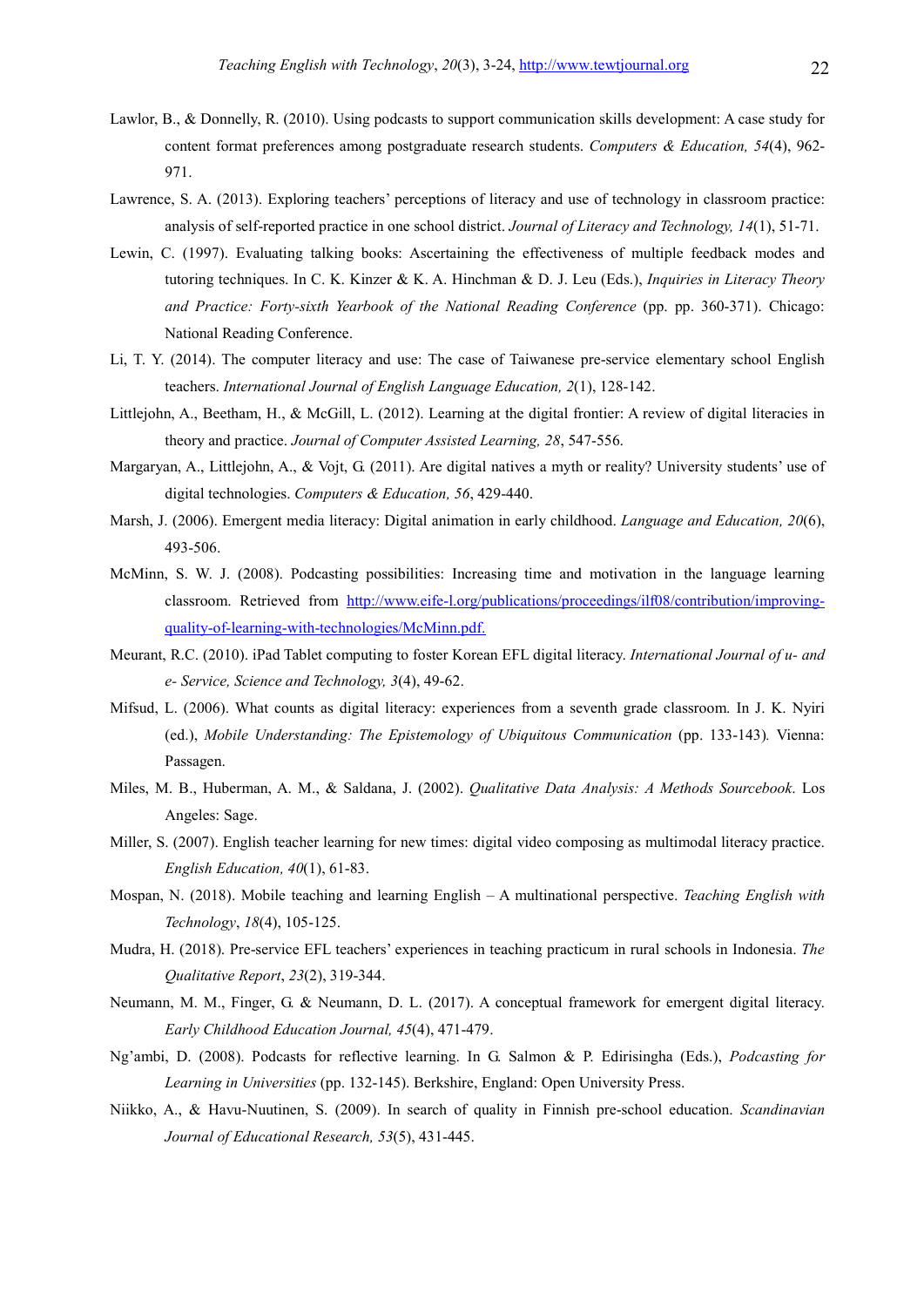Lawlor, B., & Donnelly, R. (2010). Using podcasts to support communication skills development: A case study for content format preferences among postgraduate research students. *Computers & Education, 54*(4), 962-971.

Lawrence, S. A. (2013). Exploring teachers' perceptions of literacy and use of technology in classroom practice: analysis of self-reported practice in one school district. *Journal of Literacy and Technology, 14*(1), 51-71.

Lewin, C. (1997). Evaluating talking books: Ascertaining the effectiveness of multiple feedback modes and tutoring techniques. In C. K. Kinzer & K. A. Hinchman & D. J. Leu (Eds.), *Inquiries in Literacy Theory and Practice: Forty-sixth Yearbook of the National Reading Conference* (pp. pp. 360-371). Chicago: National Reading Conference.

Li, T. Y. (2014). The computer literacy and use: The case of Taiwanese pre-service elementary school English teachers. *International Journal of English Language Education, 2*(1), 128-142.

Littlejohn, A., Beetham, H., & McGill, L. (2012). Learning at the digital frontier: A review of digital literacies in theory and practice. *Journal of Computer Assisted Learning, 28*, 547-556.

Margaryan, A., Littlejohn, A., & Vojt, G. (2011). Are digital natives a myth or reality? University students' use of digital technologies. *Computers & Education, 56*, 429-440.

Marsh, J. (2006). Emergent media literacy: Digital animation in early childhood. *Language and Education, 20*(6), 493-506.

McMinn, S. W. J. (2008). Podcasting possibilities: Increasing time and motivation in the language learning classroom. Retrieved from http://www.eife-l.org/publications/proceedings/ilf08/contribution/improving-quality-of-learning-with-technologies/McMinn.pdf.

Meurant, R.C. (2010). iPad Tablet computing to foster Korean EFL digital literacy. *International Journal of u- and e- Service, Science and Technology, 3*(4), 49-62.

Mifsud, L. (2006). What counts as digital literacy: experiences from a seventh grade classroom. In J. K. Nyiri (ed.), *Mobile Understanding: The Epistemology of Ubiquitous Communication* (pp. 133-143). Vienna: Passagen.

Miles, M. B., Huberman, A. M., & Saldana, J. (2002). *Qualitative Data Analysis: A Methods Sourcebook*. Los Angeles: Sage.

Miller, S. (2007). English teacher learning for new times: digital video composing as multimodal literacy practice. *English Education, 40*(1), 61-83.

Mospan, N. (2018). Mobile teaching and learning English – A multinational perspective. *Teaching English with Technology*, *18*(4), 105-125.

Mudra, H. (2018). Pre-service EFL teachers' experiences in teaching practicum in rural schools in Indonesia. *The Qualitative Report*, *23*(2), 319-344.

Neumann, M. M., Finger, G. & Neumann, D. L. (2017). A conceptual framework for emergent digital literacy. *Early Childhood Education Journal, 45*(4), 471-479.

Ng'ambi, D. (2008). Podcasts for reflective learning. In G. Salmon & P. Edirisingha (Eds.), *Podcasting for Learning in Universities* (pp. 132-145). Berkshire, England: Open University Press.

Niikko, A., & Havu-Nuutinen, S. (2009). In search of quality in Finnish pre-school education. *Scandinavian Journal of Educational Research, 53*(5), 431-445.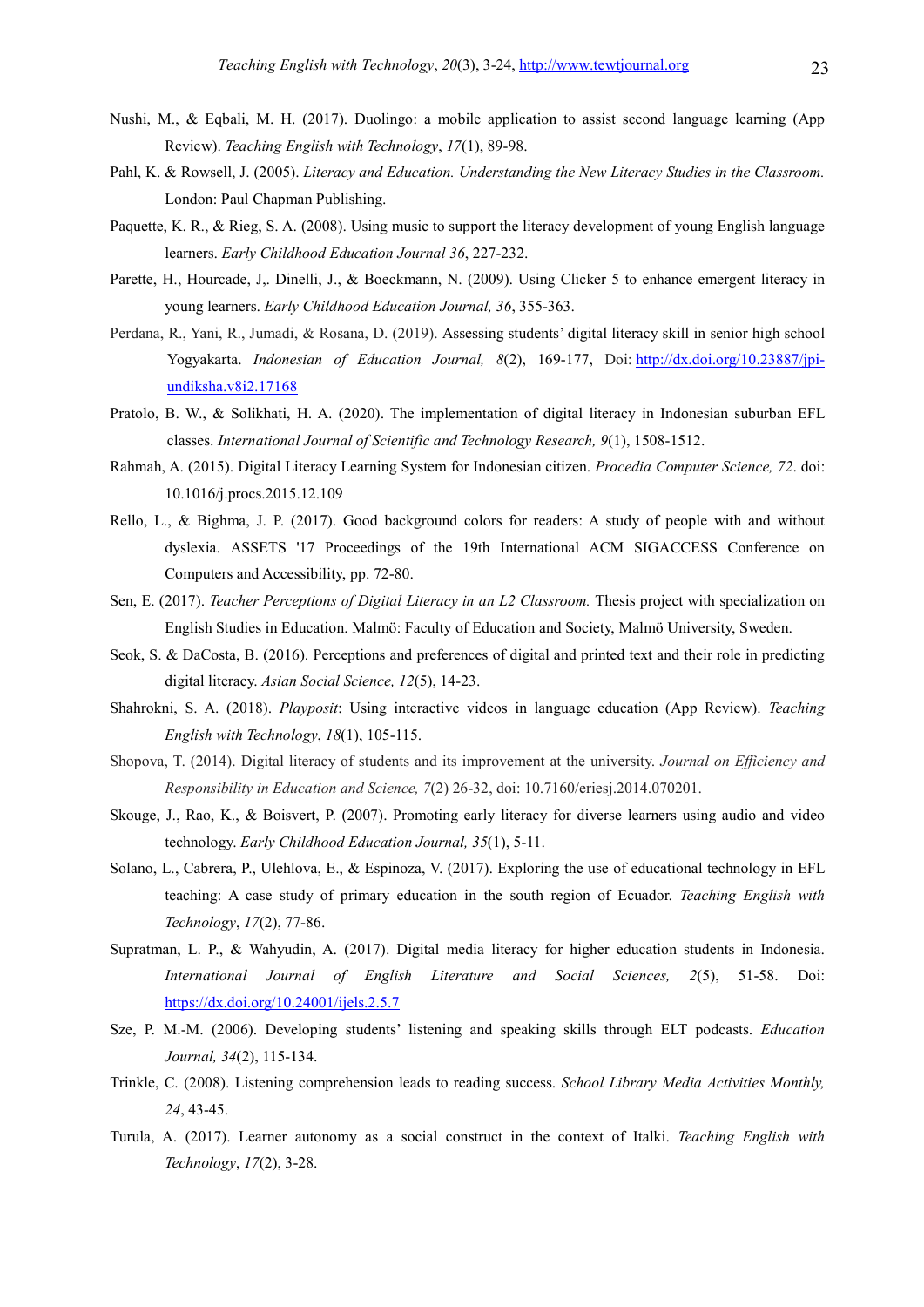Nushi, M., & Eqbali, M. H. (2017). Duolingo: a mobile application to assist second language learning (App Review). *Teaching English with Technology*, *17*(1), 89-98.

Pahl, K. & Rowsell, J. (2005). *Literacy and Education. Understanding the New Literacy Studies in the Classroom.* London: Paul Chapman Publishing.

Paquette, K. R., & Rieg, S. A. (2008). Using music to support the literacy development of young English language learners. *Early Childhood Education Journal 36*, 227-232.

Parette, H., Hourcade, J,. Dinelli, J., & Boeckmann, N. (2009). Using Clicker 5 to enhance emergent literacy in young learners. *Early Childhood Education Journal, 36*, 355-363.

Perdana, R., Yani, R., Jumadi, & Rosana, D. (2019). Assessing students' digital literacy skill in senior high school Yogyakarta. *Indonesian of Education Journal, 8*(2), 169-177, Doi: http://dx.doi.org/10.23887/jpi-undiksha.v8i2.17168

Pratolo, B. W., & Solikhati, H. A. (2020). The implementation of digital literacy in Indonesian suburban EFL classes. *International Journal of Scientific and Technology Research, 9*(1), 1508-1512.

Rahmah, A. (2015). Digital Literacy Learning System for Indonesian citizen. *Procedia Computer Science, 72*. doi: 10.1016/j.procs.2015.12.109

Rello, L., & Bighma, J. P. (2017). Good background colors for readers: A study of people with and without dyslexia. ASSETS '17 Proceedings of the 19th International ACM SIGACCESS Conference on Computers and Accessibility, pp. 72-80.

Sen, E. (2017). *Teacher Perceptions of Digital Literacy in an L2 Classroom.* Thesis project with specialization on English Studies in Education. Malmö: Faculty of Education and Society, Malmö University, Sweden.

Seok, S. & DaCosta, B. (2016). Perceptions and preferences of digital and printed text and their role in predicting digital literacy. *Asian Social Science, 12*(5), 14-23.

Shahrokni, S. A. (2018). *Playposit*: Using interactive videos in language education (App Review). *Teaching English with Technology*, *18*(1), 105-115.

Shopova, T. (2014). Digital literacy of students and its improvement at the university. *Journal on Efficiency and Responsibility in Education and Science, 7*(2) 26-32, doi: 10.7160/eriesj.2014.070201.

Skouge, J., Rao, K., & Boisvert, P. (2007). Promoting early literacy for diverse learners using audio and video technology. *Early Childhood Education Journal, 35*(1), 5-11.

Solano, L., Cabrera, P., Ulehlova, E., & Espinoza, V. (2017). Exploring the use of educational technology in EFL teaching: A case study of primary education in the south region of Ecuador. *Teaching English with Technology*, *17*(2), 77-86.

Supratman, L. P., & Wahyudin, A. (2017). Digital media literacy for higher education students in Indonesia. *International Journal of English Literature and Social Sciences, 2*(5), 51-58. Doi: https://dx.doi.org/10.24001/ijels.2.5.7

Sze, P. M.-M. (2006). Developing students' listening and speaking skills through ELT podcasts. *Education Journal, 34*(2), 115-134.

Trinkle, C. (2008). Listening comprehension leads to reading success. *School Library Media Activities Monthly, 24*, 43-45.

Turula, A. (2017). Learner autonomy as a social construct in the context of Italki. *Teaching English with Technology*, *17*(2), 3-28.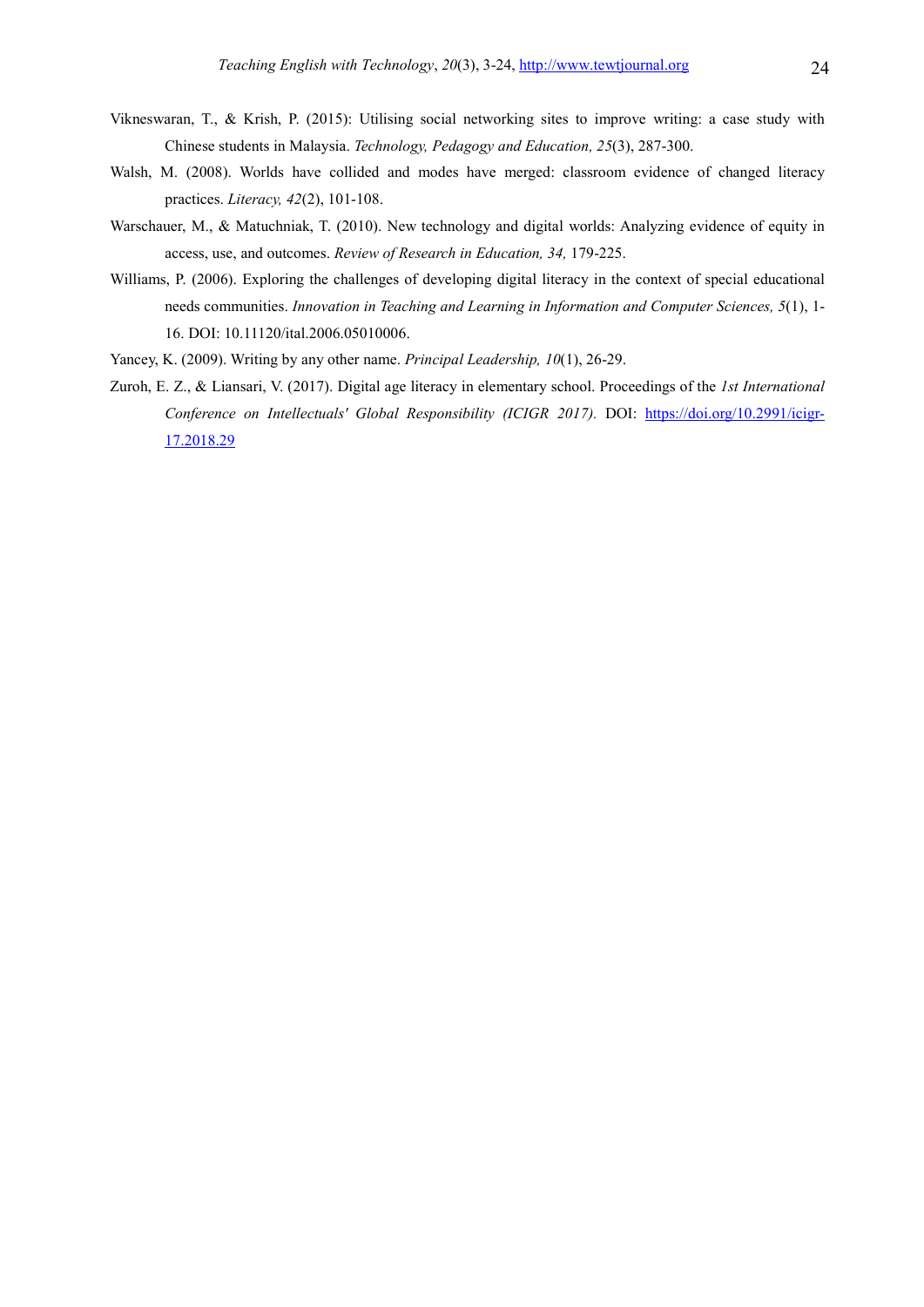Vikneswaran, T., & Krish, P. (2015): Utilising social networking sites to improve writing: a case study with Chinese students in Malaysia. *Technology, Pedagogy and Education, 25*(3), 287-300.

Walsh, M. (2008). Worlds have collided and modes have merged: classroom evidence of changed literacy practices. *Literacy, 42*(2), 101-108.

Warschauer, M., & Matuchniak, T. (2010). New technology and digital worlds: Analyzing evidence of equity in access, use, and outcomes. *Review of Research in Education, 34,* 179-225.

Williams, P. (2006). Exploring the challenges of developing digital literacy in the context of special educational needs communities. *Innovation in Teaching and Learning in Information and Computer Sciences, 5*(1), 1-16. DOI: 10.11120/ital.2006.05010006.

Yancey, K. (2009). Writing by any other name. *Principal Leadership, 10*(1), 26-29.

Zuroh, E. Z., & Liansari, V. (2017). Digital age literacy in elementary school. Proceedings of the *1st International Conference on Intellectuals' Global Responsibility (ICIGR 2017).* DOI: https://doi.org/10.2991/icigr-17.2018.29